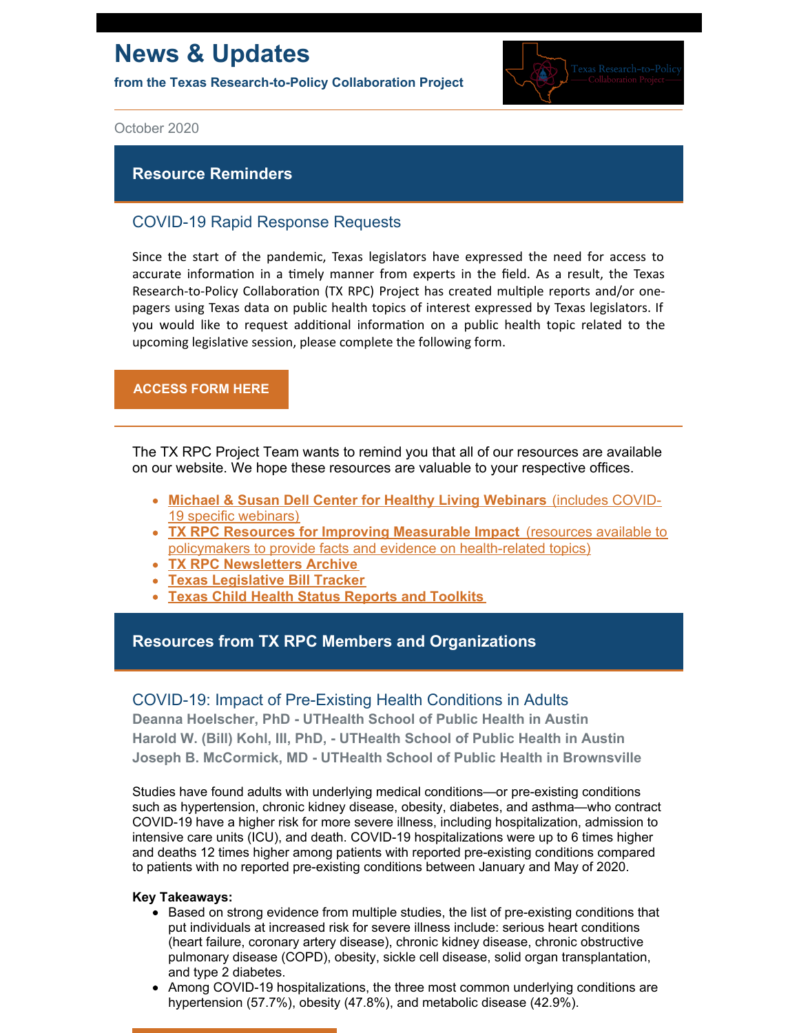# News & Updates

**from the Texas Research-to-Policy Collaboration Project**

October 2020

## Resource Reminders

### COVID-19 Rapid Response Requests

Since the start of the pandemic, Texas legislators have expressed the need for access to accurate information in a timely manner from experts in the field. As a result, the Texas Research-to-Policy Collaboration (TX RPC) Project has created multiple reports and/or one-pagers using Texas data on public health topics of interest expressed by Texas legislators. If you would like to request additional information on a public health topic related to the upcoming legislative session, please complete the following form.

**ACCESS FORM HERE**

The TX RPC Project Team wants to remind you that all of our resources are available on our website. We hope these resources are valuable to your respective offices.

- **Michael & Susan Dell Center for Healthy Living Webinars** (includes COVID-19 specific webinars)
- **TX RPC Resources for Improving Measurable Impact** (resources available to policymakers to provide facts and evidence on health-related topics)
- **TX RPC Newsletters Archive**
- **Texas Legislative Bill Tracker**
- **Texas Child Health Status Reports and Toolkits**

## Resources from TX RPC Members and Organizations

### COVID-19: Impact of Pre-Existing Health Conditions in Adults

**Deanna Hoelscher, PhD - UTHealth School of Public Health in Austin**
**Harold W. (Bill) Kohl, III, PhD, - UTHealth School of Public Health in Austin**
**Joseph B. McCormick, MD - UTHealth School of Public Health in Brownsville**

Studies have found adults with underlying medical conditions—or pre-existing conditions such as hypertension, chronic kidney disease, obesity, diabetes, and asthma—who contract COVID-19 have a higher risk for more severe illness, including hospitalization, admission to intensive care units (ICU), and death. COVID-19 hospitalizations were up to 6 times higher and deaths 12 times higher among patients with reported pre-existing conditions compared to patients with no reported pre-existing conditions between January and May of 2020.

**Key Takeaways:**

- Based on strong evidence from multiple studies, the list of pre-existing conditions that put individuals at increased risk for severe illness include: serious heart conditions (heart failure, coronary artery disease), chronic kidney disease, chronic obstructive pulmonary disease (COPD), obesity, sickle cell disease, solid organ transplantation, and type 2 diabetes.
- Among COVID-19 hospitalizations, the three most common underlying conditions are hypertension (57.7%), obesity (47.8%), and metabolic disease (42.9%).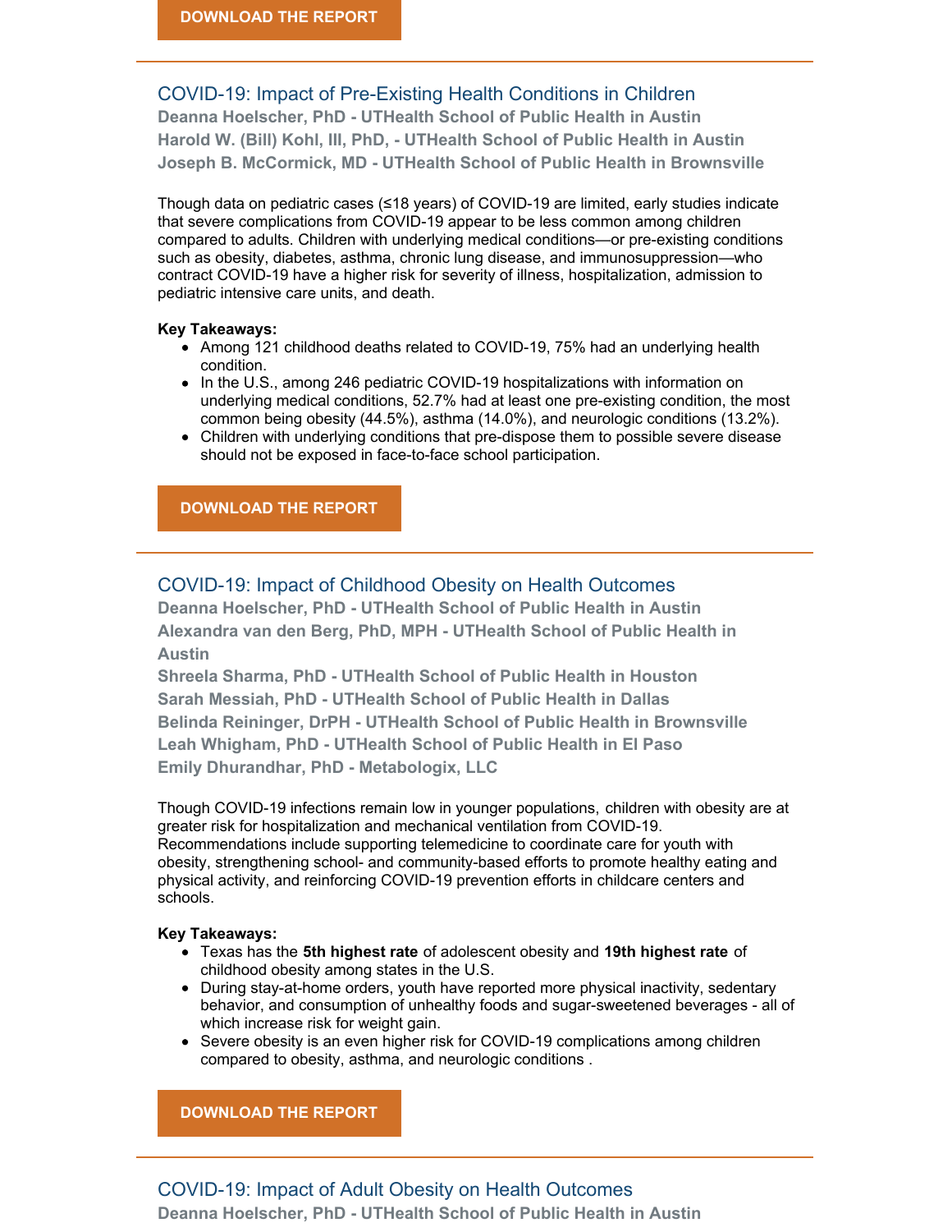**DOWNLOAD THE REPORT**

---

## COVID-19: Impact of Pre-Existing Health Conditions in Children

**Deanna Hoelscher, PhD - UTHealth School of Public Health in Austin**
**Harold W. (Bill) Kohl, III, PhD, - UTHealth School of Public Health in Austin**
**Joseph B. McCormick, MD - UTHealth School of Public Health in Brownsville**

Though data on pediatric cases (≤18 years) of COVID-19 are limited, early studies indicate that severe complications from COVID-19 appear to be less common among children compared to adults. Children with underlying medical conditions—or pre-existing conditions such as obesity, diabetes, asthma, chronic lung disease, and immunosuppression—who contract COVID-19 have a higher risk for severity of illness, hospitalization, admission to pediatric intensive care units, and death.

**Key Takeaways:**

- Among 121 childhood deaths related to COVID-19, 75% had an underlying health condition.
- In the U.S., among 246 pediatric COVID-19 hospitalizations with information on underlying medical conditions, 52.7% had at least one pre-existing condition, the most common being obesity (44.5%), asthma (14.0%), and neurologic conditions (13.2%).
- Children with underlying conditions that pre-dispose them to possible severe disease should not be exposed in face-to-face school participation.

**DOWNLOAD THE REPORT**

---

## COVID-19: Impact of Childhood Obesity on Health Outcomes

**Deanna Hoelscher, PhD - UTHealth School of Public Health in Austin**
**Alexandra van den Berg, PhD, MPH - UTHealth School of Public Health in Austin**
**Shreela Sharma, PhD - UTHealth School of Public Health in Houston**
**Sarah Messiah, PhD - UTHealth School of Public Health in Dallas**
**Belinda Reininger, DrPH - UTHealth School of Public Health in Brownsville**
**Leah Whigham, PhD - UTHealth School of Public Health in El Paso**
**Emily Dhurandhar, PhD - Metabologix, LLC**

Though COVID-19 infections remain low in younger populations, children with obesity are at greater risk for hospitalization and mechanical ventilation from COVID-19. Recommendations include supporting telemedicine to coordinate care for youth with obesity, strengthening school- and community-based efforts to promote healthy eating and physical activity, and reinforcing COVID-19 prevention efforts in childcare centers and schools.

**Key Takeaways:**

- Texas has the **5th highest rate** of adolescent obesity and **19th highest rate** of childhood obesity among states in the U.S.
- During stay-at-home orders, youth have reported more physical inactivity, sedentary behavior, and consumption of unhealthy foods and sugar-sweetened beverages - all of which increase risk for weight gain.
- Severe obesity is an even higher risk for COVID-19 complications among children compared to obesity, asthma, and neurologic conditions .

**DOWNLOAD THE REPORT**

---

## COVID-19: Impact of Adult Obesity on Health Outcomes

**Deanna Hoelscher, PhD - UTHealth School of Public Health in Austin**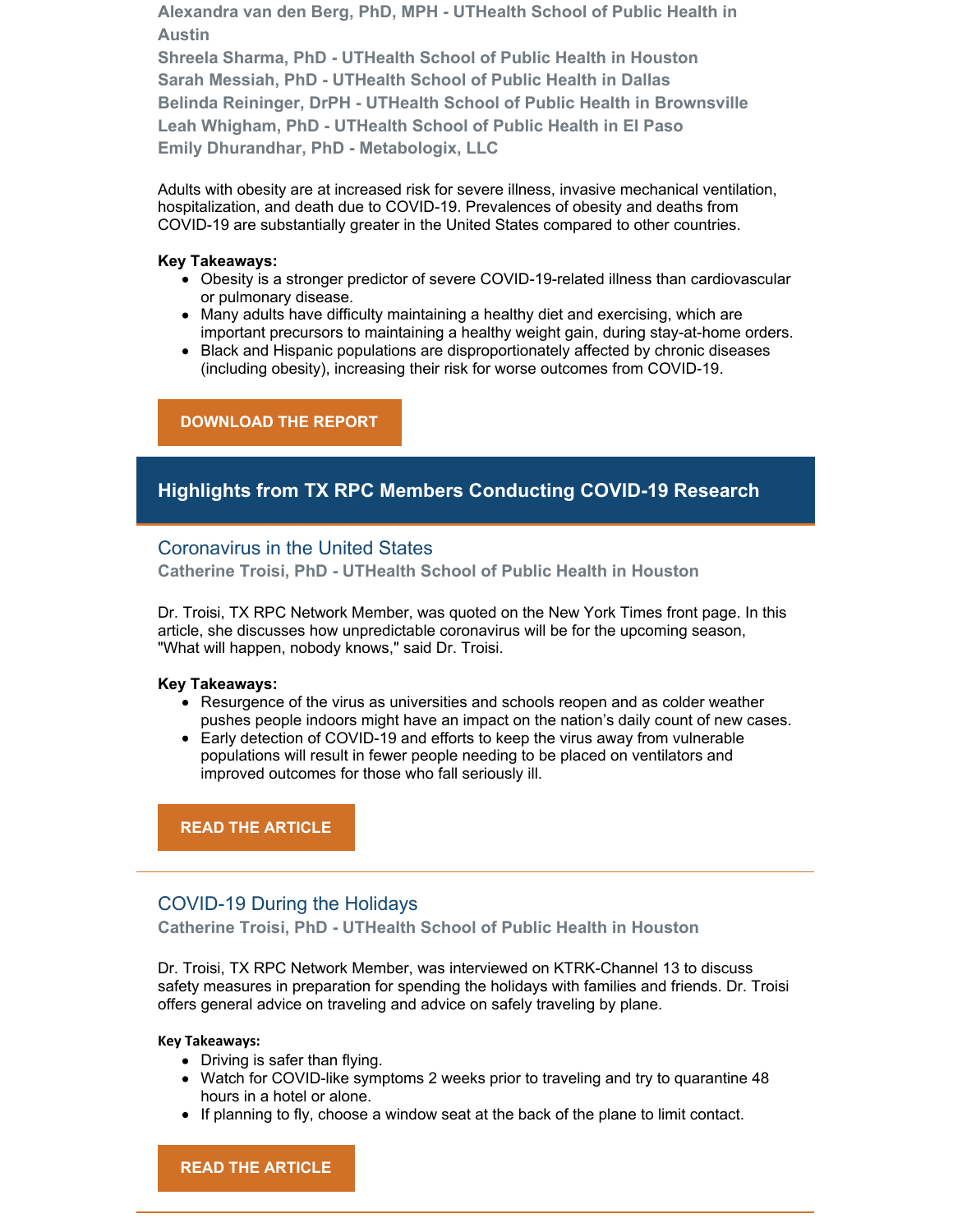**Alexandra van den Berg, PhD, MPH - UTHealth School of Public Health in Austin**
**Shreela Sharma, PhD - UTHealth School of Public Health in Houston**
**Sarah Messiah, PhD - UTHealth School of Public Health in Dallas**
**Belinda Reininger, DrPH - UTHealth School of Public Health in Brownsville**
**Leah Whigham, PhD - UTHealth School of Public Health in El Paso**
**Emily Dhurandhar, PhD - Metabologix, LLC**

Adults with obesity are at increased risk for severe illness, invasive mechanical ventilation, hospitalization, and death due to COVID-19. Prevalences of obesity and deaths from COVID-19 are substantially greater in the United States compared to other countries.

**Key Takeaways:**

- Obesity is a stronger predictor of severe COVID-19-related illness than cardiovascular or pulmonary disease.
- Many adults have difficulty maintaining a healthy diet and exercising, which are important precursors to maintaining a healthy weight gain, during stay-at-home orders.
- Black and Hispanic populations are disproportionately affected by chronic diseases (including obesity), increasing their risk for worse outcomes from COVID-19.

**DOWNLOAD THE REPORT**

## Highlights from TX RPC Members Conducting COVID-19 Research

### Coronavirus in the United States

**Catherine Troisi, PhD - UTHealth School of Public Health in Houston**

Dr. Troisi, TX RPC Network Member, was quoted on the New York Times front page. In this article, she discusses how unpredictable coronavirus will be for the upcoming season, "What will happen, nobody knows," said Dr. Troisi.

**Key Takeaways:**

- Resurgence of the virus as universities and schools reopen and as colder weather pushes people indoors might have an impact on the nation's daily count of new cases.
- Early detection of COVID-19 and efforts to keep the virus away from vulnerable populations will result in fewer people needing to be placed on ventilators and improved outcomes for those who fall seriously ill.

**READ THE ARTICLE**

### COVID-19 During the Holidays

**Catherine Troisi, PhD - UTHealth School of Public Health in Houston**

Dr. Troisi, TX RPC Network Member, was interviewed on KTRK-Channel 13 to discuss safety measures in preparation for spending the holidays with families and friends. Dr. Troisi offers general advice on traveling and advice on safely traveling by plane.

**Key Takeaways:**

- Driving is safer than flying.
- Watch for COVID-like symptoms 2 weeks prior to traveling and try to quarantine 48 hours in a hotel or alone.
- If planning to fly, choose a window seat at the back of the plane to limit contact.

**READ THE ARTICLE**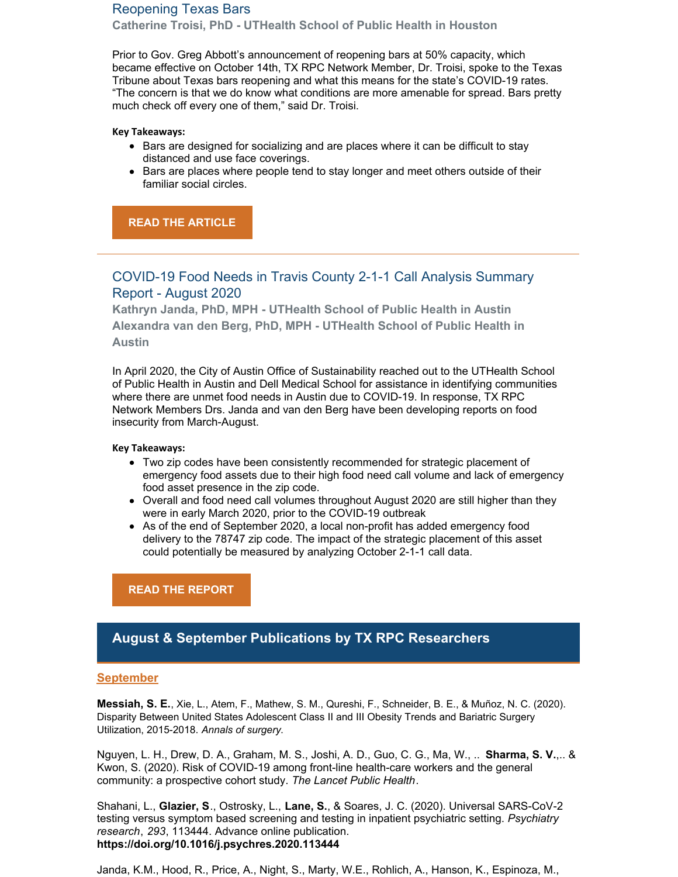## Reopening Texas Bars

**Catherine Troisi, PhD - UTHealth School of Public Health in Houston**

Prior to Gov. Greg Abbott's announcement of reopening bars at 50% capacity, which became effective on October 14th, TX RPC Network Member, Dr. Troisi, spoke to the Texas Tribune about Texas bars reopening and what this means for the state's COVID-19 rates. "The concern is that we do know what conditions are more amenable for spread. Bars pretty much check off every one of them," said Dr. Troisi.

**Key Takeaways:**

- Bars are designed for socializing and are places where it can be difficult to stay distanced and use face coverings.
- Bars are places where people tend to stay longer and meet others outside of their familiar social circles.

**READ THE ARTICLE**

---

## COVID-19 Food Needs in Travis County 2-1-1 Call Analysis Summary Report - August 2020

**Kathryn Janda, PhD, MPH - UTHealth School of Public Health in Austin**
**Alexandra van den Berg, PhD, MPH - UTHealth School of Public Health in Austin**

In April 2020, the City of Austin Office of Sustainability reached out to the UTHealth School of Public Health in Austin and Dell Medical School for assistance in identifying communities where there are unmet food needs in Austin due to COVID-19. In response, TX RPC Network Members Drs. Janda and van den Berg have been developing reports on food insecurity from March-August.

**Key Takeaways:**

- Two zip codes have been consistently recommended for strategic placement of emergency food assets due to their high food need call volume and lack of emergency food asset presence in the zip code.
- Overall and food need call volumes throughout August 2020 are still higher than they were in early March 2020, prior to the COVID-19 outbreak
- As of the end of September 2020, a local non-profit has added emergency food delivery to the 78747 zip code. The impact of the strategic placement of this asset could potentially be measured by analyzing October 2-1-1 call data.

**READ THE REPORT**

## August & September Publications by TX RPC Researchers

### September

**Messiah, S. E.**, Xie, L., Atem, F., Mathew, S. M., Qureshi, F., Schneider, B. E., & Muñoz, N. C. (2020). Disparity Between United States Adolescent Class II and III Obesity Trends and Bariatric Surgery Utilization, 2015-2018. *Annals of surgery*.

Nguyen, L. H., Drew, D. A., Graham, M. S., Joshi, A. D., Guo, C. G., Ma, W., .. **Sharma, S. V.**,.. & Kwon, S. (2020). Risk of COVID-19 among front-line health-care workers and the general community: a prospective cohort study. *The Lancet Public Health*.

Shahani, L., **Glazier, S**., Ostrosky, L., **Lane, S.**, & Soares, J. C. (2020). Universal SARS-CoV-2 testing versus symptom based screening and testing in inpatient psychiatric setting. *Psychiatry research*, *293*, 113444. Advance online publication.
**https://doi.org/10.1016/j.psychres.2020.113444**

Janda, K.M., Hood, R., Price, A., Night, S., Marty, W.E., Rohlich, A., Hanson, K., Espinoza, M.,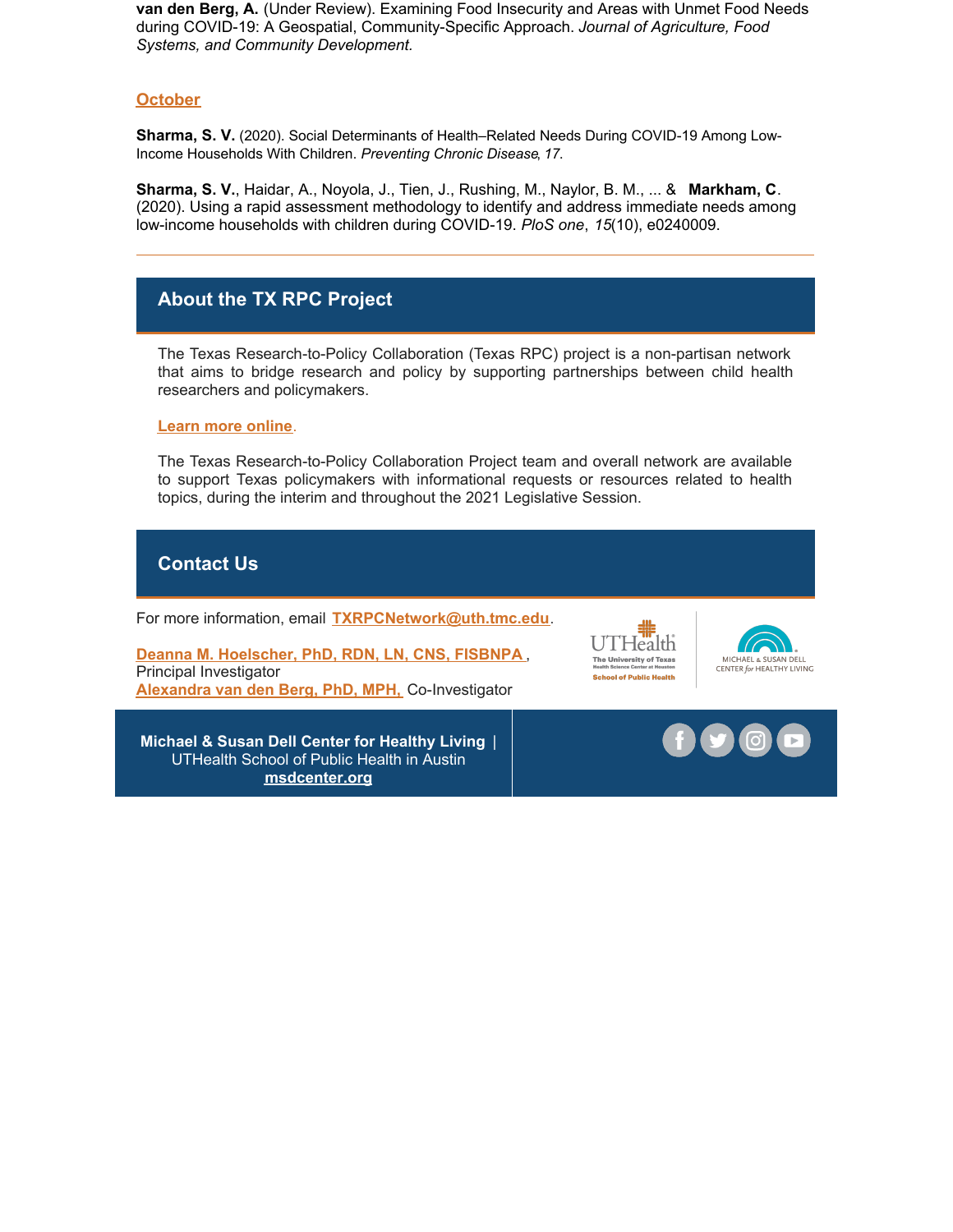**van den Berg, A.** (Under Review). Examining Food Insecurity and Areas with Unmet Food Needs during COVID-19: A Geospatial, Community-Specific Approach. *Journal of Agriculture, Food Systems, and Community Development.*

**October**

**Sharma, S. V.** (2020). Social Determinants of Health–Related Needs During COVID-19 Among Low-Income Households With Children. *Preventing Chronic Disease*, *17*.

**Sharma, S. V.**, Haidar, A., Noyola, J., Tien, J., Rushing, M., Naylor, B. M., ... & **Markham, C**. (2020). Using a rapid assessment methodology to identify and address immediate needs among low-income households with children during COVID-19. *PloS one*, *15*(10), e0240009.

---

## About the TX RPC Project

The Texas Research-to-Policy Collaboration (Texas RPC) project is a non-partisan network that aims to bridge research and policy by supporting partnerships between child health researchers and policymakers.

**Learn more online**.

The Texas Research-to-Policy Collaboration Project team and overall network are available to support Texas policymakers with informational requests or resources related to health topics, during the interim and throughout the 2021 Legislative Session.

## Contact Us

For more information, email **TXRPCNetwork@uth.tmc.edu**.

**Deanna M. Hoelscher, PhD, RDN, LN, CNS, FISBNPA** , Principal Investigator
**Alexandra van den Berg, PhD, MPH,** Co-Investigator

UTHealth The University of Texas Health Science Center at Houston School of Public Health

MICHAEL & SUSAN DELL CENTER *for* HEALTHY LIVING

**Michael & Susan Dell Center for Healthy Living** | UTHealth School of Public Health in Austin
**msdcenter.org**